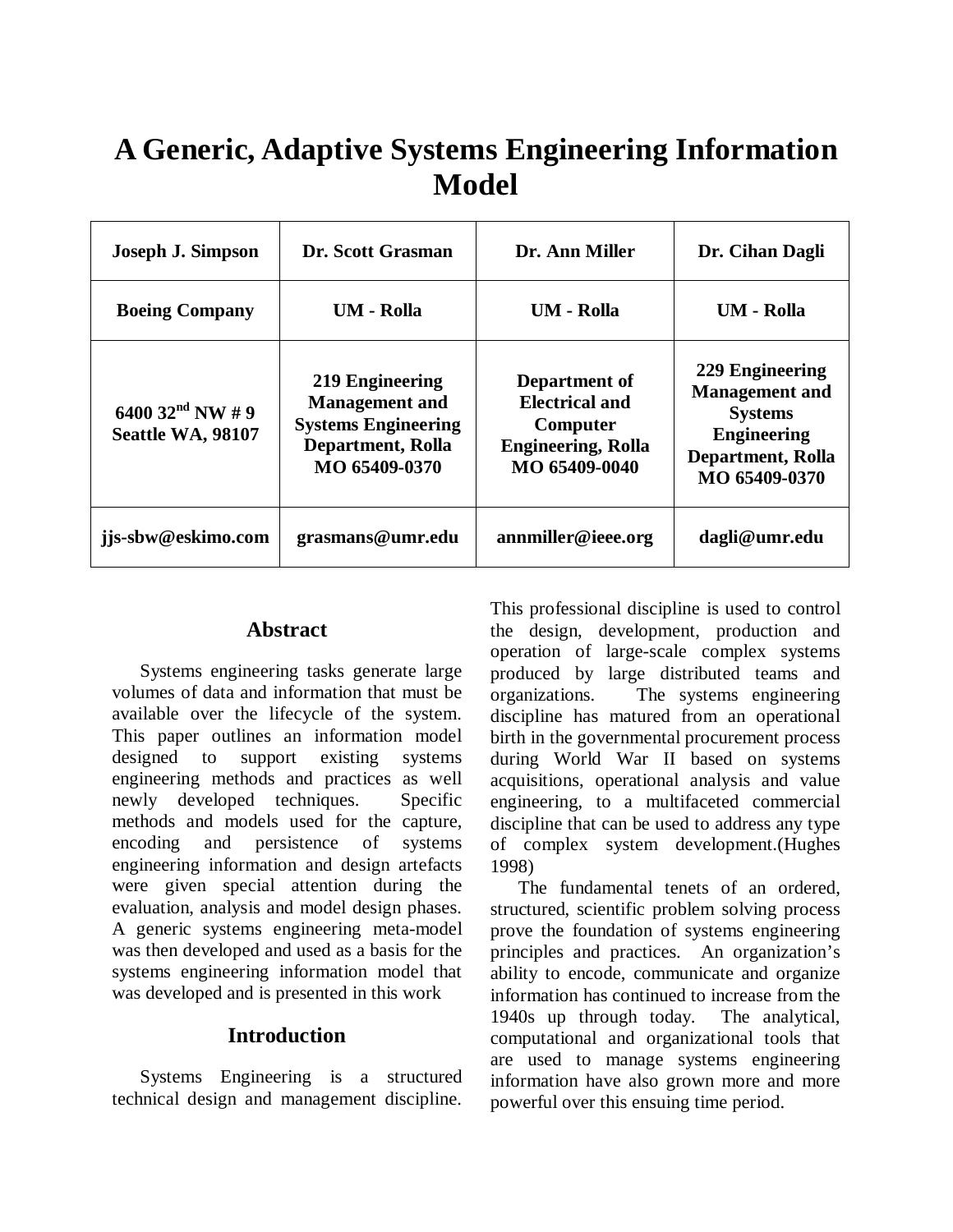# A Generic, Adaptive Systems Engineering Information Model

| Joseph J. Simpson | Dr. Scott Grasman | Dr. Ann Miller | Dr. Cihan Dagli |
|---|---|---|---|
| Boeing Company | UM - Rolla | UM - Rolla | UM - Rolla |
| 6400 32nd NW # 9 Seattle WA, 98107 | 219 Engineering Management and Systems Engineering Department, Rolla MO 65409-0370 | Department of Electrical and Computer Engineering, Rolla MO 65409-0040 | 229 Engineering Management and Systems Engineering Department, Rolla MO 65409-0370 |
| jjs-sbw@eskimo.com | grasmans@umr.edu | annmiller@ieee.org | dagli@umr.edu |

## Abstract

Systems engineering tasks generate large volumes of data and information that must be available over the lifecycle of the system. This paper outlines an information model designed to support existing systems engineering methods and practices as well newly developed techniques. Specific methods and models used for the capture, encoding and persistence of systems engineering information and design artefacts were given special attention during the evaluation, analysis and model design phases. A generic systems engineering meta-model was then developed and used as a basis for the systems engineering information model that was developed and is presented in this work

## Introduction

Systems Engineering is a structured technical design and management discipline. This professional discipline is used to control the design, development, production and operation of large-scale complex systems produced by large distributed teams and organizations. The systems engineering discipline has matured from an operational birth in the governmental procurement process during World War II based on systems acquisitions, operational analysis and value engineering, to a multifaceted commercial discipline that can be used to address any type of complex system development.(Hughes 1998)

The fundamental tenets of an ordered, structured, scientific problem solving process prove the foundation of systems engineering principles and practices. An organization's ability to encode, communicate and organize information has continued to increase from the 1940s up through today. The analytical, computational and organizational tools that are used to manage systems engineering information have also grown more and more powerful over this ensuing time period.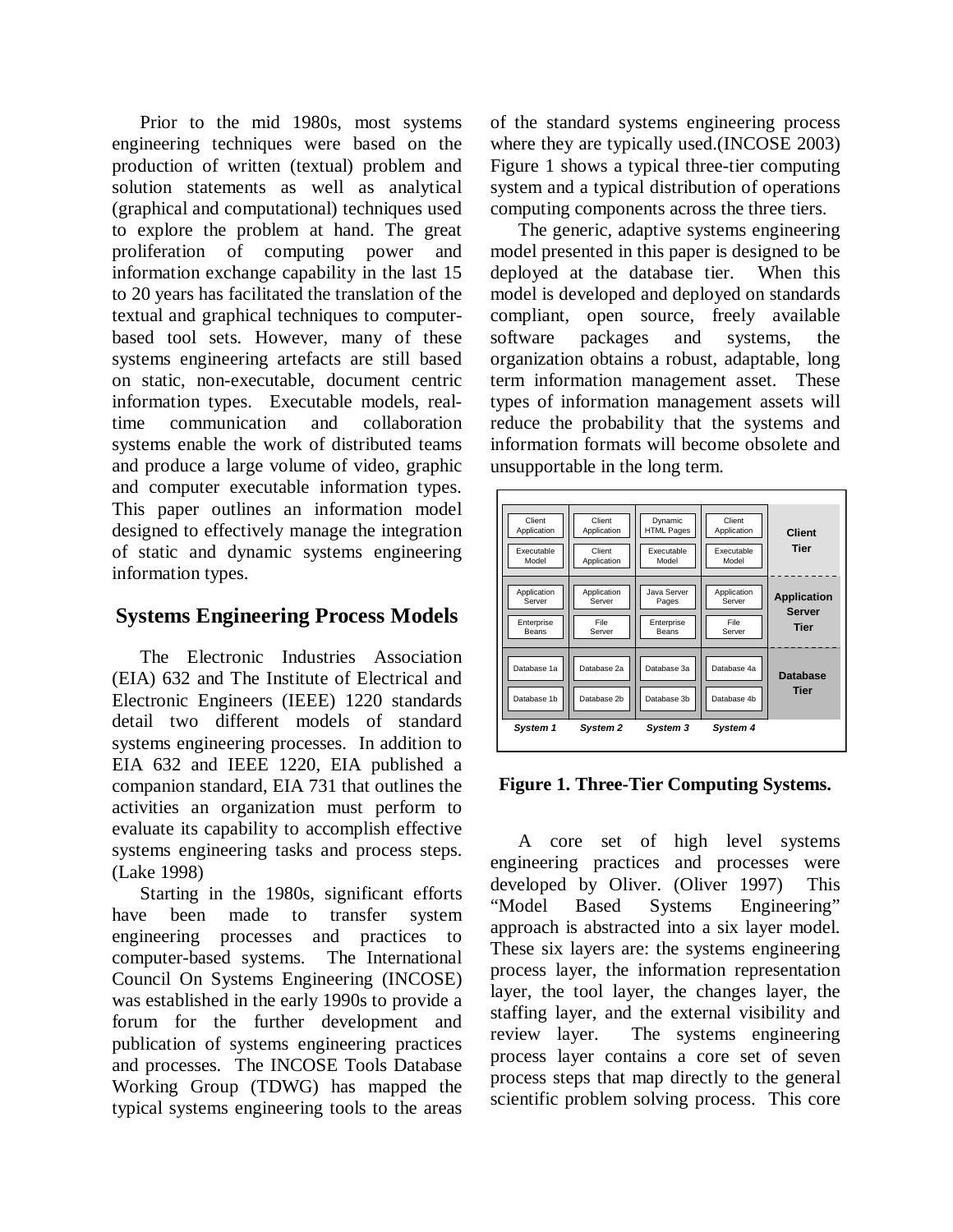Prior to the mid 1980s, most systems engineering techniques were based on the production of written (textual) problem and solution statements as well as analytical (graphical and computational) techniques used to explore the problem at hand. The great proliferation of computing power and information exchange capability in the last 15 to 20 years has facilitated the translation of the textual and graphical techniques to computer-based tool sets. However, many of these systems engineering artefacts are still based on static, non-executable, document centric information types. Executable models, real-time communication and collaboration systems enable the work of distributed teams and produce a large volume of video, graphic and computer executable information types. This paper outlines an information model designed to effectively manage the integration of static and dynamic systems engineering information types.

## Systems Engineering Process Models

The Electronic Industries Association (EIA) 632 and The Institute of Electrical and Electronic Engineers (IEEE) 1220 standards detail two different models of standard systems engineering processes. In addition to EIA 632 and IEEE 1220, EIA published a companion standard, EIA 731 that outlines the activities an organization must perform to evaluate its capability to accomplish effective systems engineering tasks and process steps. (Lake 1998)

Starting in the 1980s, significant efforts have been made to transfer system engineering processes and practices to computer-based systems. The International Council On Systems Engineering (INCOSE) was established in the early 1990s to provide a forum for the further development and publication of systems engineering practices and processes. The INCOSE Tools Database Working Group (TDWG) has mapped the typical systems engineering tools to the areas of the standard systems engineering process where they are typically used.(INCOSE 2003) Figure 1 shows a typical three-tier computing system and a typical distribution of operations computing components across the three tiers.

The generic, adaptive systems engineering model presented in this paper is designed to be deployed at the database tier. When this model is developed and deployed on standards compliant, open source, freely available software packages and systems, the organization obtains a robust, adaptable, long term information management asset. These types of information management assets will reduce the probability that the systems and information formats will become obsolete and unsupportable in the long term.

| System 1 | System 2 | System 3 | System 4 | |
|---|---|---|---|---|
| Client Application | Client Application | Dynamic HTML Pages | Client Application | **Client Tier** |
| Executable Model | Client Application | Executable Model | Executable Model | |
| Application Server | Application Server | Java Server Pages | Application Server | **Application Server Tier** |
| Enterprise Beans | File Server | Enterprise Beans | File Server | |
| Database 1a | Database 2a | Database 3a | Database 4a | **Database Tier** |
| Database 1b | Database 2b | Database 3b | Database 4b | |

**Figure 1. Three-Tier Computing Systems.**

A core set of high level systems engineering practices and processes were developed by Oliver. (Oliver 1997) This "Model Based Systems Engineering" approach is abstracted into a six layer model. These six layers are: the systems engineering process layer, the information representation layer, the tool layer, the changes layer, the staffing layer, and the external visibility and review layer. The systems engineering process layer contains a core set of seven process steps that map directly to the general scientific problem solving process. This core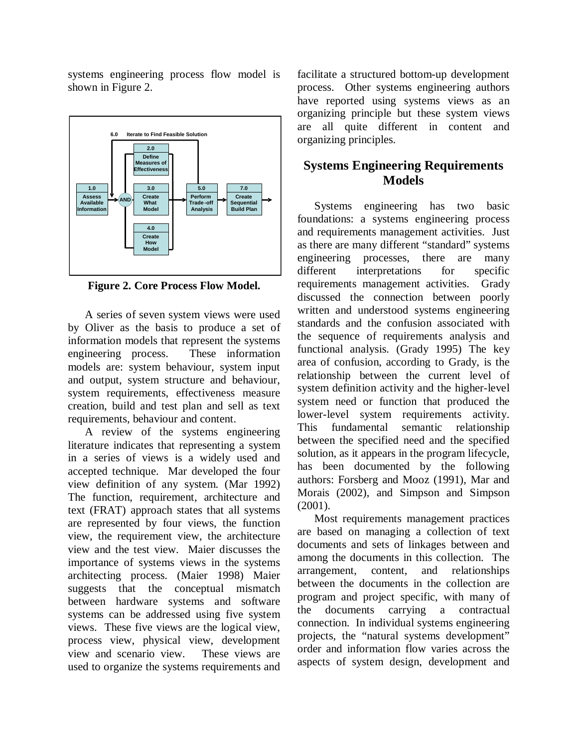systems engineering process flow model is shown in Figure 2.

**Figure 2. Core Process Flow Model.**

A series of seven system views were used by Oliver as the basis to produce a set of information models that represent the systems engineering process. These information models are: system behaviour, system input and output, system structure and behaviour, system requirements, effectiveness measure creation, build and test plan and sell as text requirements, behaviour and content.

A review of the systems engineering literature indicates that representing a system in a series of views is a widely used and accepted technique. Mar developed the four view definition of any system. (Mar 1992) The function, requirement, architecture and text (FRAT) approach states that all systems are represented by four views, the function view, the requirement view, the architecture view and the test view. Maier discusses the importance of systems views in the systems architecting process. (Maier 1998) Maier suggests that the conceptual mismatch between hardware systems and software systems can be addressed using five system views. These five views are the logical view, process view, physical view, development view and scenario view. These views are used to organize the systems requirements and facilitate a structured bottom-up development process. Other systems engineering authors have reported using systems views as an organizing principle but these system views are all quite different in content and organizing principles.

## Systems Engineering Requirements Models

Systems engineering has two basic foundations: a systems engineering process and requirements management activities. Just as there are many different "standard" systems engineering processes, there are many different interpretations for specific requirements management activities. Grady discussed the connection between poorly written and understood systems engineering standards and the confusion associated with the sequence of requirements analysis and functional analysis. (Grady 1995) The key area of confusion, according to Grady, is the relationship between the current level of system definition activity and the higher-level system need or function that produced the lower-level system requirements activity. This fundamental semantic relationship between the specified need and the specified solution, as it appears in the program lifecycle, has been documented by the following authors: Forsberg and Mooz (1991), Mar and Morais (2002), and Simpson and Simpson (2001).

Most requirements management practices are based on managing a collection of text documents and sets of linkages between and among the documents in this collection. The arrangement, content, and relationships between the documents in the collection are program and project specific, with many of the documents carrying a contractual connection. In individual systems engineering projects, the "natural systems development" order and information flow varies across the aspects of system design, development and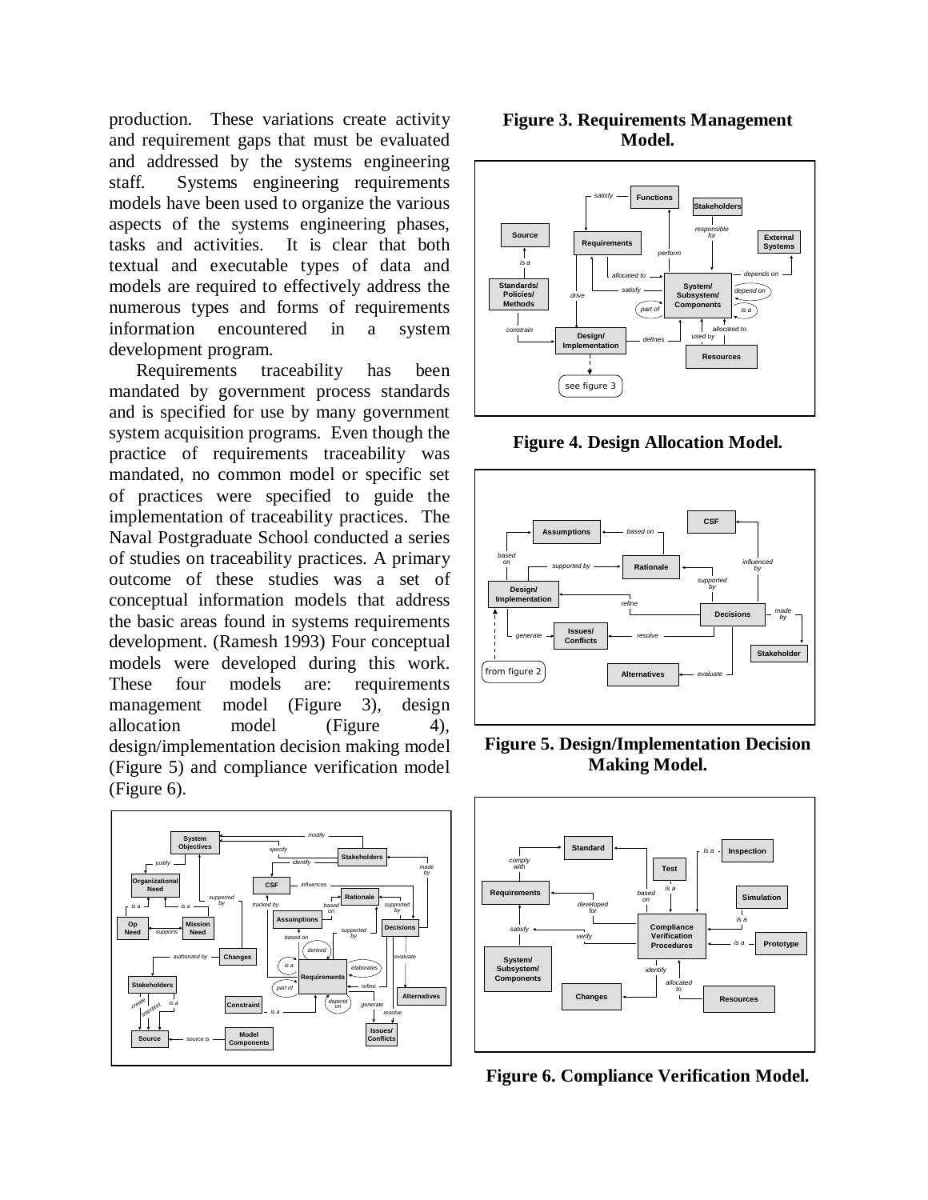production. These variations create activity and requirement gaps that must be evaluated and addressed by the systems engineering staff. Systems engineering requirements models have been used to organize the various aspects of the systems engineering phases, tasks and activities. It is clear that both textual and executable types of data and models are required to effectively address the numerous types and forms of requirements information encountered in a system development program.

Requirements traceability has been mandated by government process standards and is specified for use by many government system acquisition programs. Even though the practice of requirements traceability was mandated, no common model or specific set of practices were specified to guide the implementation of traceability practices. The Naval Postgraduate School conducted a series of studies on traceability practices. A primary outcome of these studies was a set of conceptual information models that address the basic areas found in systems requirements development. (Ramesh 1993) Four conceptual models were developed during this work. These four models are: requirements management model (Figure 3), design allocation model (Figure 4), design/implementation decision making model (Figure 5) and compliance verification model (Figure 6).

**Figure 3. Requirements Management Model.**

**Figure 4. Design Allocation Model.**

**Figure 5. Design/Implementation Decision Making Model.**

**Figure 6. Compliance Verification Model.**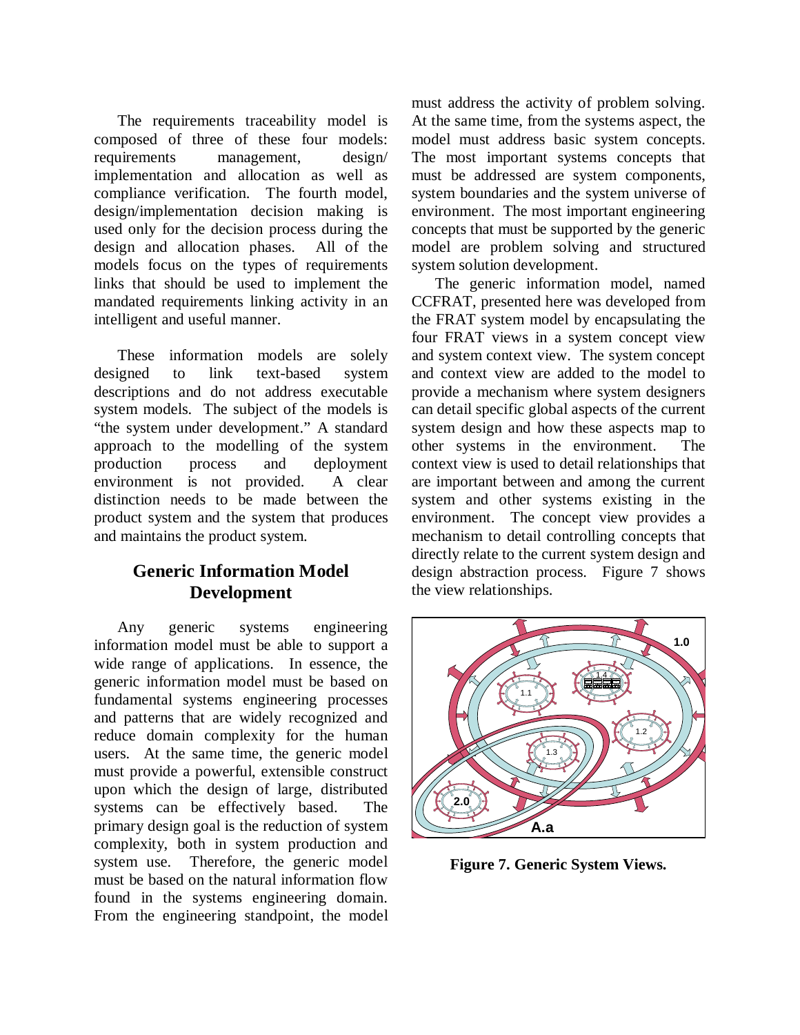The requirements traceability model is composed of three of these four models: requirements management, design/ implementation and allocation as well as compliance verification. The fourth model, design/implementation decision making is used only for the decision process during the design and allocation phases. All of the models focus on the types of requirements links that should be used to implement the mandated requirements linking activity in an intelligent and useful manner.

These information models are solely designed to link text-based system descriptions and do not address executable system models. The subject of the models is "the system under development." A standard approach to the modelling of the system production process and deployment environment is not provided. A clear distinction needs to be made between the product system and the system that produces and maintains the product system.

## Generic Information Model Development

Any generic systems engineering information model must be able to support a wide range of applications. In essence, the generic information model must be based on fundamental systems engineering processes and patterns that are widely recognized and reduce domain complexity for the human users. At the same time, the generic model must provide a powerful, extensible construct upon which the design of large, distributed systems can be effectively based. The primary design goal is the reduction of system complexity, both in system production and system use. Therefore, the generic model must be based on the natural information flow found in the systems engineering domain. From the engineering standpoint, the model must address the activity of problem solving. At the same time, from the systems aspect, the model must address basic system concepts. The most important systems concepts that must be addressed are system components, system boundaries and the system universe of environment. The most important engineering concepts that must be supported by the generic model are problem solving and structured system solution development.

The generic information model, named CCFRAT, presented here was developed from the FRAT system model by encapsulating the four FRAT views in a system concept view and system context view. The system concept and context view are added to the model to provide a mechanism where system designers can detail specific global aspects of the current system design and how these aspects map to other systems in the environment. The context view is used to detail relationships that are important between and among the current system and other systems existing in the environment. The concept view provides a mechanism to detail controlling concepts that directly relate to the current system design and design abstraction process. Figure 7 shows the view relationships.

**Figure 7. Generic System Views.**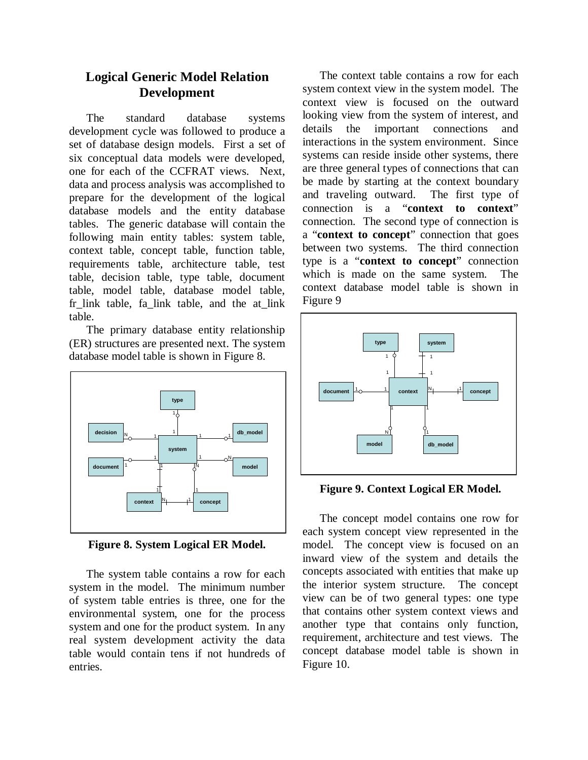## Logical Generic Model Relation Development

The standard database systems development cycle was followed to produce a set of database design models. First a set of six conceptual data models were developed, one for each of the CCFRAT views. Next, data and process analysis was accomplished to prepare for the development of the logical database models and the entity database tables. The generic database will contain the following main entity tables: system table, context table, concept table, function table, requirements table, architecture table, test table, decision table, type table, document table, model table, database model table, fr_link table, fa_link table, and the at_link table.

The primary database entity relationship (ER) structures are presented next. The system database model table is shown in Figure 8.

**Figure 8. System Logical ER Model.**

The system table contains a row for each system in the model. The minimum number of system table entries is three, one for the environmental system, one for the process system and one for the product system. In any real system development activity the data table would contain tens if not hundreds of entries.

The context table contains a row for each system context view in the system model. The context view is focused on the outward looking view from the system of interest, and details the important connections and interactions in the system environment. Since systems can reside inside other systems, there are three general types of connections that can be made by starting at the context boundary and traveling outward. The first type of connection is a "**context to context**" connection. The second type of connection is a "**context to concept**" connection that goes between two systems. The third connection type is a "**context to concept**" connection which is made on the same system. The context database model table is shown in Figure 9

**Figure 9. Context Logical ER Model.**

The concept model contains one row for each system concept view represented in the model. The concept view is focused on an inward view of the system and details the concepts associated with entities that make up the interior system structure. The concept view can be of two general types: one type that contains other system context views and another type that contains only function, requirement, architecture and test views. The concept database model table is shown in Figure 10.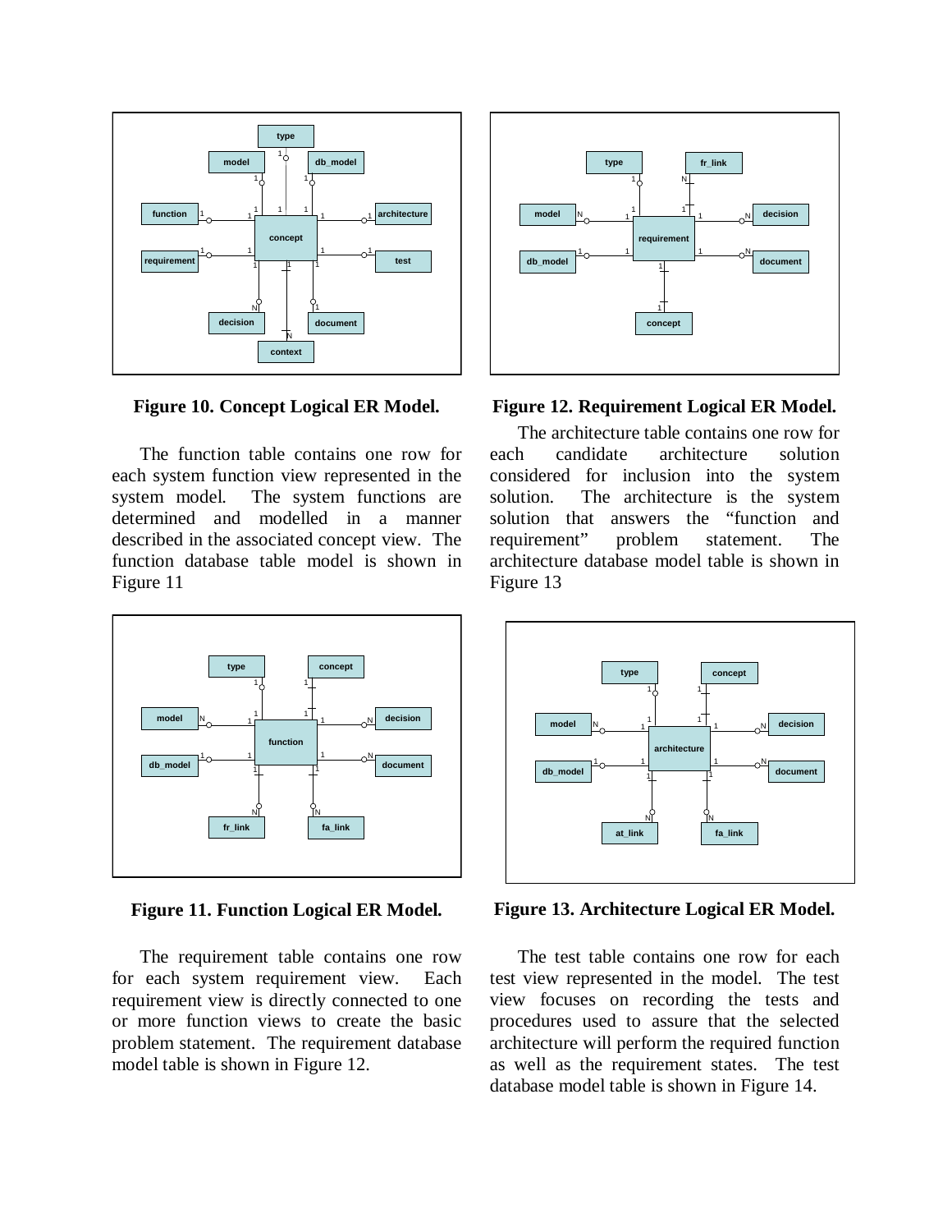Figure 10. Concept Logical ER Model.

The function table contains one row for each system function view represented in the system model. The system functions are determined and modelled in a manner described in the associated concept view. The function database table model is shown in Figure 11

Figure 11. Function Logical ER Model.

The requirement table contains one row for each system requirement view. Each requirement view is directly connected to one or more function views to create the basic problem statement. The requirement database model table is shown in Figure 12.

Figure 12. Requirement Logical ER Model.

The architecture table contains one row for each candidate architecture solution considered for inclusion into the system solution. The architecture is the system solution that answers the “function and requirement” problem statement. The architecture database model table is shown in Figure 13

Figure 13. Architecture Logical ER Model.

The test table contains one row for each test view represented in the model. The test view focuses on recording the tests and procedures used to assure that the selected architecture will perform the required function as well as the requirement states. The test database model table is shown in Figure 14.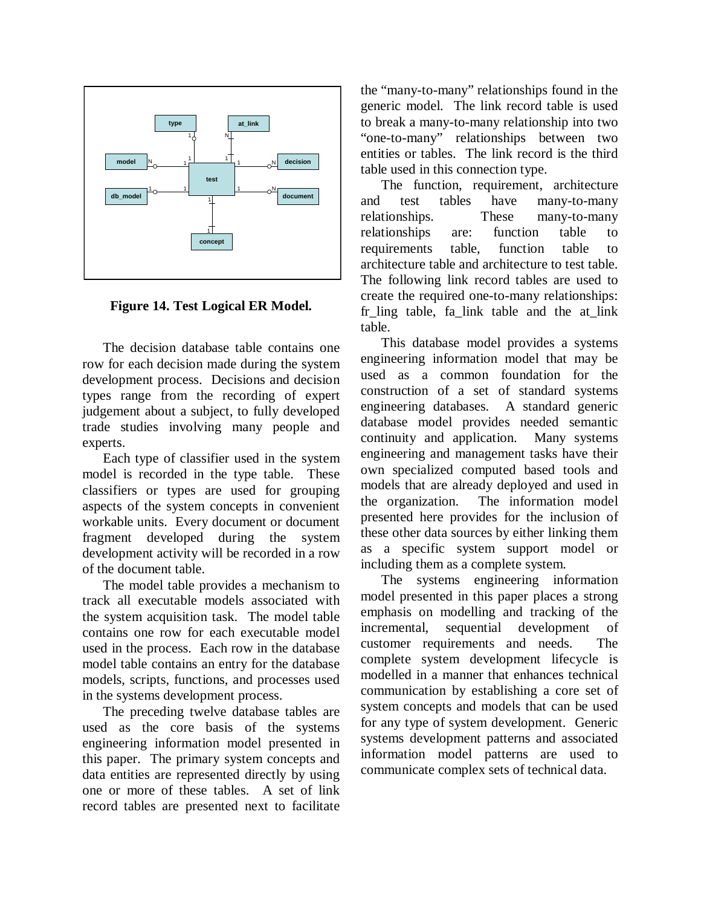type
at_link
model
decision
test
db_model
document
concept
1
N
N
1
1
1
1
N
1
1
1
N
1
1

**Figure 14. Test Logical ER Model.**

The decision database table contains one row for each decision made during the system development process. Decisions and decision types range from the recording of expert judgement about a subject, to fully developed trade studies involving many people and experts.

Each type of classifier used in the system model is recorded in the type table. These classifiers or types are used for grouping aspects of the system concepts in convenient workable units. Every document or document fragment developed during the system development activity will be recorded in a row of the document table.

The model table provides a mechanism to track all executable models associated with the system acquisition task. The model table contains one row for each executable model used in the process. Each row in the database model table contains an entry for the database models, scripts, functions, and processes used in the systems development process.

The preceding twelve database tables are used as the core basis of the systems engineering information model presented in this paper. The primary system concepts and data entities are represented directly by using one or more of these tables. A set of link record tables are presented next to facilitate the "many-to-many" relationships found in the generic model. The link record table is used to break a many-to-many relationship into two "one-to-many" relationships between two entities or tables. The link record is the third table used in this connection type.

The function, requirement, architecture and test tables have many-to-many relationships. These many-to-many relationships are: function table to requirements table, function table to architecture table and architecture to test table. The following link record tables are used to create the required one-to-many relationships: fr_ling table, fa_link table and the at_link table.

This database model provides a systems engineering information model that may be used as a common foundation for the construction of a set of standard systems engineering databases. A standard generic database model provides needed semantic continuity and application. Many systems engineering and management tasks have their own specialized computed based tools and models that are already deployed and used in the organization. The information model presented here provides for the inclusion of these other data sources by either linking them as a specific system support model or including them as a complete system.

The systems engineering information model presented in this paper places a strong emphasis on modelling and tracking of the incremental, sequential development of customer requirements and needs. The complete system development lifecycle is modelled in a manner that enhances technical communication by establishing a core set of system concepts and models that can be used for any type of system development. Generic systems development patterns and associated information model patterns are used to communicate complex sets of technical data.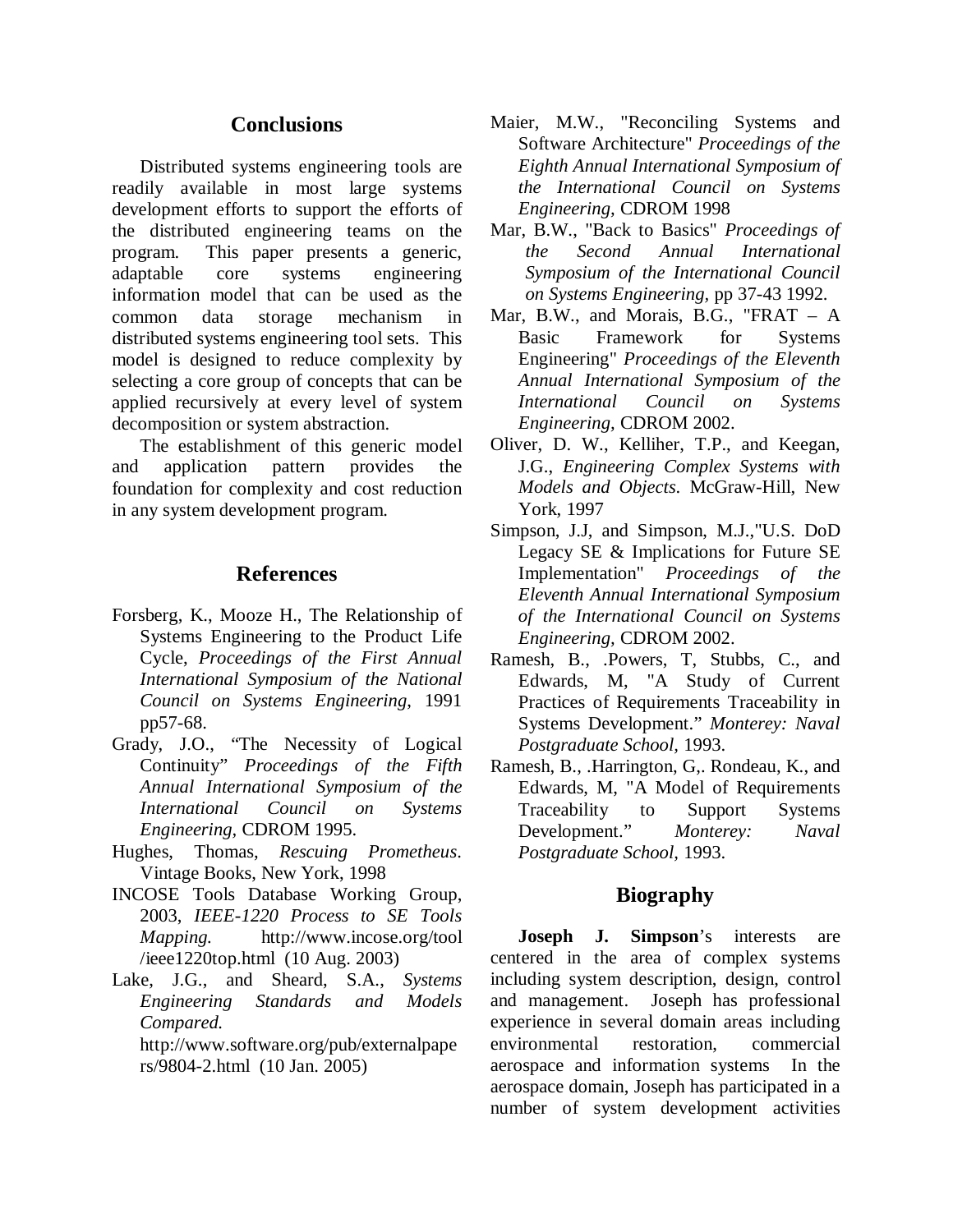## Conclusions

Distributed systems engineering tools are readily available in most large systems development efforts to support the efforts of the distributed engineering teams on the program. This paper presents a generic, adaptable core systems engineering information model that can be used as the common data storage mechanism in distributed systems engineering tool sets. This model is designed to reduce complexity by selecting a core group of concepts that can be applied recursively at every level of system decomposition or system abstraction.

The establishment of this generic model and application pattern provides the foundation for complexity and cost reduction in any system development program.

## References

Forsberg, K., Mooze H., The Relationship of Systems Engineering to the Product Life Cycle, *Proceedings of the First Annual International Symposium of the National Council on Systems Engineering*, 1991 pp57-68.

Grady, J.O., "The Necessity of Logical Continuity" *Proceedings of the Fifth Annual International Symposium of the International Council on Systems Engineering*, CDROM 1995.

Hughes, Thomas, *Rescuing Prometheus*. Vintage Books, New York, 1998

INCOSE Tools Database Working Group, 2003, *IEEE-1220 Process to SE Tools Mapping.* http://www.incose.org/tool/ieee1220top.html (10 Aug. 2003)

Lake, J.G., and Sheard, S.A., *Systems Engineering Standards and Models Compared.* http://www.software.org/pub/externalpapers/9804-2.html (10 Jan. 2005)

Maier, M.W., "Reconciling Systems and Software Architecture" *Proceedings of the Eighth Annual International Symposium of the International Council on Systems Engineering*, CDROM 1998

Mar, B.W., "Back to Basics" *Proceedings of the Second Annual International Symposium of the International Council on Systems Engineering*, pp 37-43 1992.

Mar, B.W., and Morais, B.G., "FRAT – A Basic Framework for Systems Engineering" *Proceedings of the Eleventh Annual International Symposium of the International Council on Systems Engineering*, CDROM 2002.

Oliver, D. W., Kelliher, T.P., and Keegan, J.G., *Engineering Complex Systems with Models and Objects*. McGraw-Hill, New York, 1997

Simpson, J.J, and Simpson, M.J.,"U.S. DoD Legacy SE & Implications for Future SE Implementation" *Proceedings of the Eleventh Annual International Symposium of the International Council on Systems Engineering*, CDROM 2002.

Ramesh, B., .Powers, T, Stubbs, C., and Edwards, M, "A Study of Current Practices of Requirements Traceability in Systems Development." *Monterey: Naval Postgraduate School*, 1993.

Ramesh, B., .Harrington, G,. Rondeau, K., and Edwards, M, "A Model of Requirements Traceability to Support Systems Development." *Monterey: Naval Postgraduate School*, 1993.

## Biography

**Joseph J. Simpson**'s interests are centered in the area of complex systems including system description, design, control and management. Joseph has professional experience in several domain areas including environmental restoration, commercial aerospace and information systems In the aerospace domain, Joseph has participated in a number of system development activities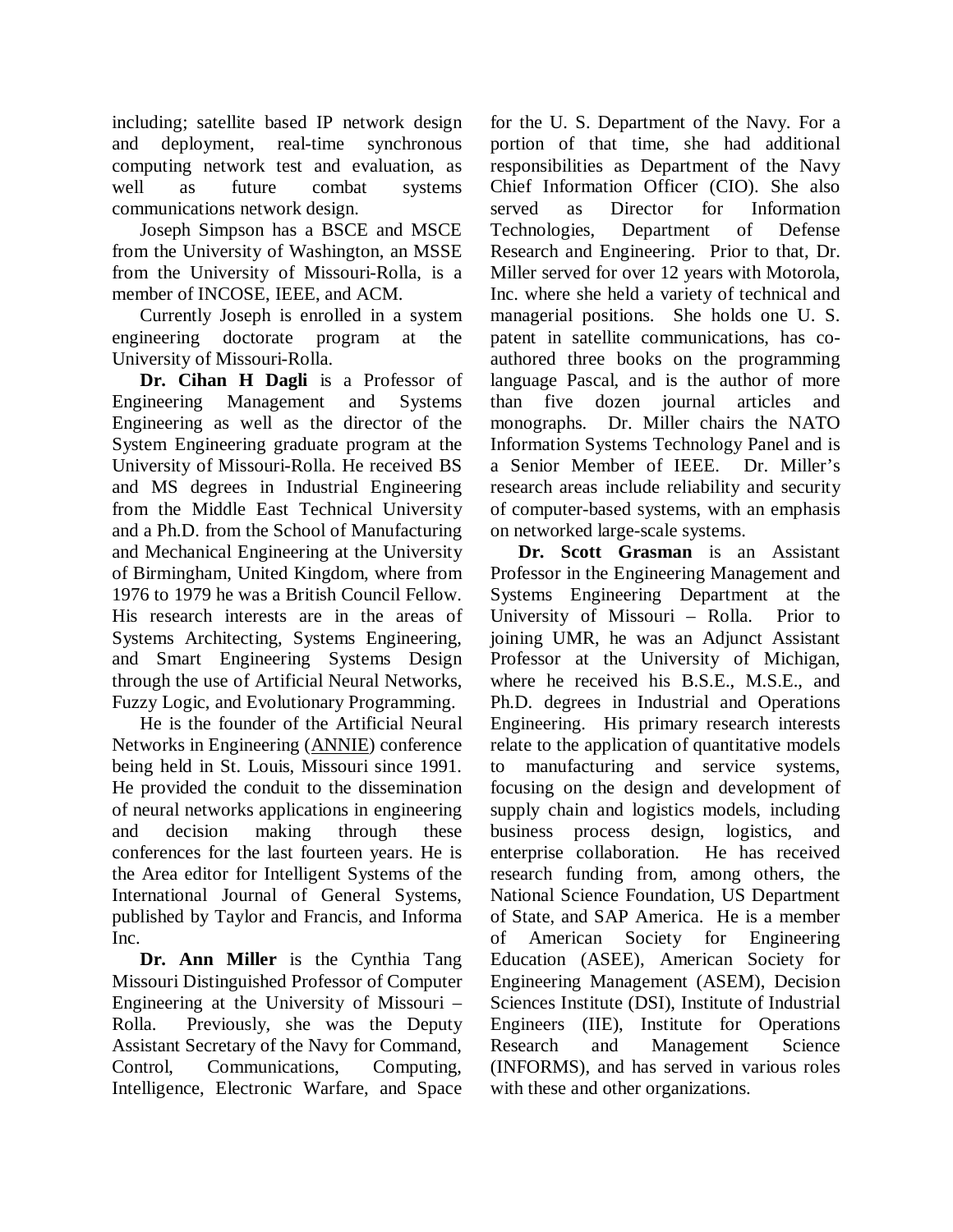including; satellite based IP network design and deployment, real-time synchronous computing network test and evaluation, as well as future combat systems communications network design.

Joseph Simpson has a BSCE and MSCE from the University of Washington, an MSSE from the University of Missouri-Rolla, is a member of INCOSE, IEEE, and ACM.

Currently Joseph is enrolled in a system engineering doctorate program at the University of Missouri-Rolla.

**Dr. Cihan H Dagli** is a Professor of Engineering Management and Systems Engineering as well as the director of the System Engineering graduate program at the University of Missouri-Rolla. He received BS and MS degrees in Industrial Engineering from the Middle East Technical University and a Ph.D. from the School of Manufacturing and Mechanical Engineering at the University of Birmingham, United Kingdom, where from 1976 to 1979 he was a British Council Fellow. His research interests are in the areas of Systems Architecting, Systems Engineering, and Smart Engineering Systems Design through the use of Artificial Neural Networks, Fuzzy Logic, and Evolutionary Programming.

He is the founder of the Artificial Neural Networks in Engineering (ANNIE) conference being held in St. Louis, Missouri since 1991. He provided the conduit to the dissemination of neural networks applications in engineering and decision making through these conferences for the last fourteen years. He is the Area editor for Intelligent Systems of the International Journal of General Systems, published by Taylor and Francis, and Informa Inc.

**Dr. Ann Miller** is the Cynthia Tang Missouri Distinguished Professor of Computer Engineering at the University of Missouri – Rolla. Previously, she was the Deputy Assistant Secretary of the Navy for Command, Control, Communications, Computing, Intelligence, Electronic Warfare, and Space for the U. S. Department of the Navy. For a portion of that time, she had additional responsibilities as Department of the Navy Chief Information Officer (CIO). She also served as Director for Information Technologies, Department of Defense Research and Engineering. Prior to that, Dr. Miller served for over 12 years with Motorola, Inc. where she held a variety of technical and managerial positions. She holds one U. S. patent in satellite communications, has co-authored three books on the programming language Pascal, and is the author of more than five dozen journal articles and monographs. Dr. Miller chairs the NATO Information Systems Technology Panel and is a Senior Member of IEEE. Dr. Miller's research areas include reliability and security of computer-based systems, with an emphasis on networked large-scale systems.

**Dr. Scott Grasman** is an Assistant Professor in the Engineering Management and Systems Engineering Department at the University of Missouri – Rolla. Prior to joining UMR, he was an Adjunct Assistant Professor at the University of Michigan, where he received his B.S.E., M.S.E., and Ph.D. degrees in Industrial and Operations Engineering. His primary research interests relate to the application of quantitative models to manufacturing and service systems, focusing on the design and development of supply chain and logistics models, including business process design, logistics, and enterprise collaboration. He has received research funding from, among others, the National Science Foundation, US Department of State, and SAP America. He is a member of American Society for Engineering Education (ASEE), American Society for Engineering Management (ASEM), Decision Sciences Institute (DSI), Institute of Industrial Engineers (IIE), Institute for Operations Research and Management Science (INFORMS), and has served in various roles with these and other organizations.